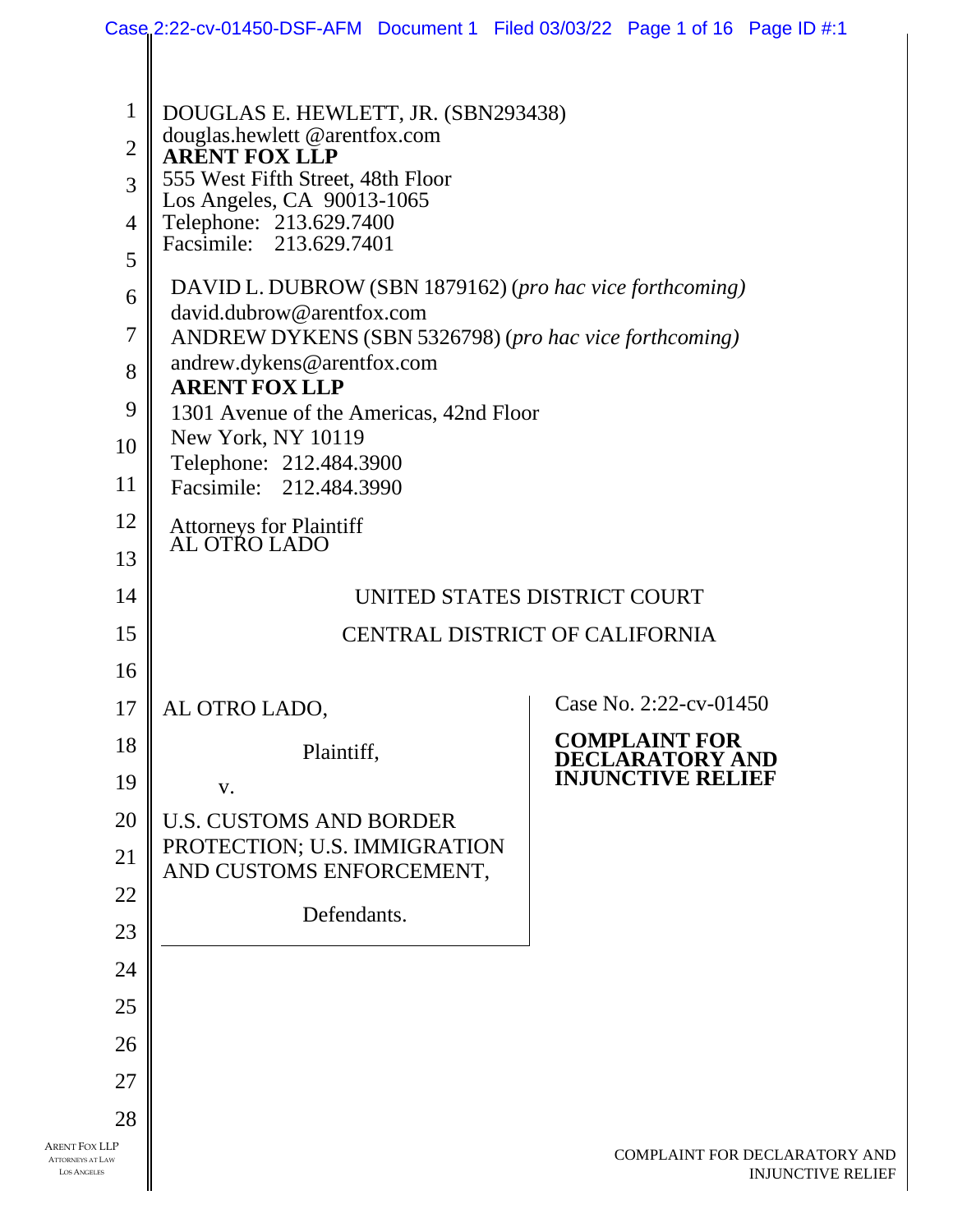DOUGLAS E. HEWLETT, JR. (SBN293438)
douglas.hewlett @arentfox.com
**ARENT FOX LLP**
555 West Fifth Street, 48th Floor
Los Angeles, CA 90013-1065
Telephone: 213.629.7400
Facsimile: 213.629.7401

DAVID L. DUBROW (SBN 1879162) (*pro hac vice forthcoming)*
david.dubrow@arentfox.com
ANDREW DYKENS (SBN 5326798) (*pro hac vice forthcoming)*
andrew.dykens@arentfox.com
**ARENT FOX LLP**
1301 Avenue of the Americas, 42nd Floor
New York, NY 10119
Telephone: 212.484.3900
Facsimile: 212.484.3990

Attorneys for Plaintiff
AL OTRO LADO

UNITED STATES DISTRICT COURT

CENTRAL DISTRICT OF CALIFORNIA

AL OTRO LADO,

Plaintiff,

v.

U.S. CUSTOMS AND BORDER PROTECTION; U.S. IMMIGRATION AND CUSTOMS ENFORCEMENT,

Defendants.

Case No. 2:22-cv-01450

**COMPLAINT FOR DECLARATORY AND INJUNCTIVE RELIEF**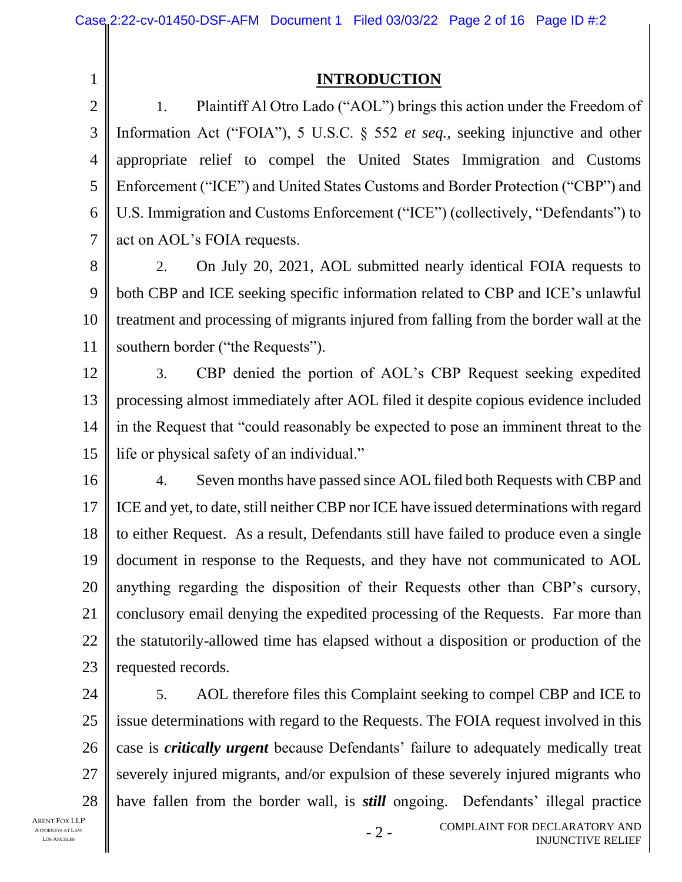## INTRODUCTION

1. Plaintiff Al Otro Lado ("AOL") brings this action under the Freedom of Information Act ("FOIA"), 5 U.S.C. § 552 *et seq.,* seeking injunctive and other appropriate relief to compel the United States Immigration and Customs Enforcement ("ICE") and United States Customs and Border Protection ("CBP") and U.S. Immigration and Customs Enforcement ("ICE") (collectively, "Defendants") to act on AOL's FOIA requests.

2. On July 20, 2021, AOL submitted nearly identical FOIA requests to both CBP and ICE seeking specific information related to CBP and ICE's unlawful treatment and processing of migrants injured from falling from the border wall at the southern border ("the Requests").

3. CBP denied the portion of AOL's CBP Request seeking expedited processing almost immediately after AOL filed it despite copious evidence included in the Request that "could reasonably be expected to pose an imminent threat to the life or physical safety of an individual."

4. Seven months have passed since AOL filed both Requests with CBP and ICE and yet, to date, still neither CBP nor ICE have issued determinations with regard to either Request. As a result, Defendants still have failed to produce even a single document in response to the Requests, and they have not communicated to AOL anything regarding the disposition of their Requests other than CBP's cursory, conclusory email denying the expedited processing of the Requests. Far more than the statutorily-allowed time has elapsed without a disposition or production of the requested records.

5. AOL therefore files this Complaint seeking to compel CBP and ICE to issue determinations with regard to the Requests. The FOIA request involved in this case is ***critically urgent*** because Defendants' failure to adequately medically treat severely injured migrants, and/or expulsion of these severely injured migrants who have fallen from the border wall, is ***still*** ongoing. Defendants' illegal practice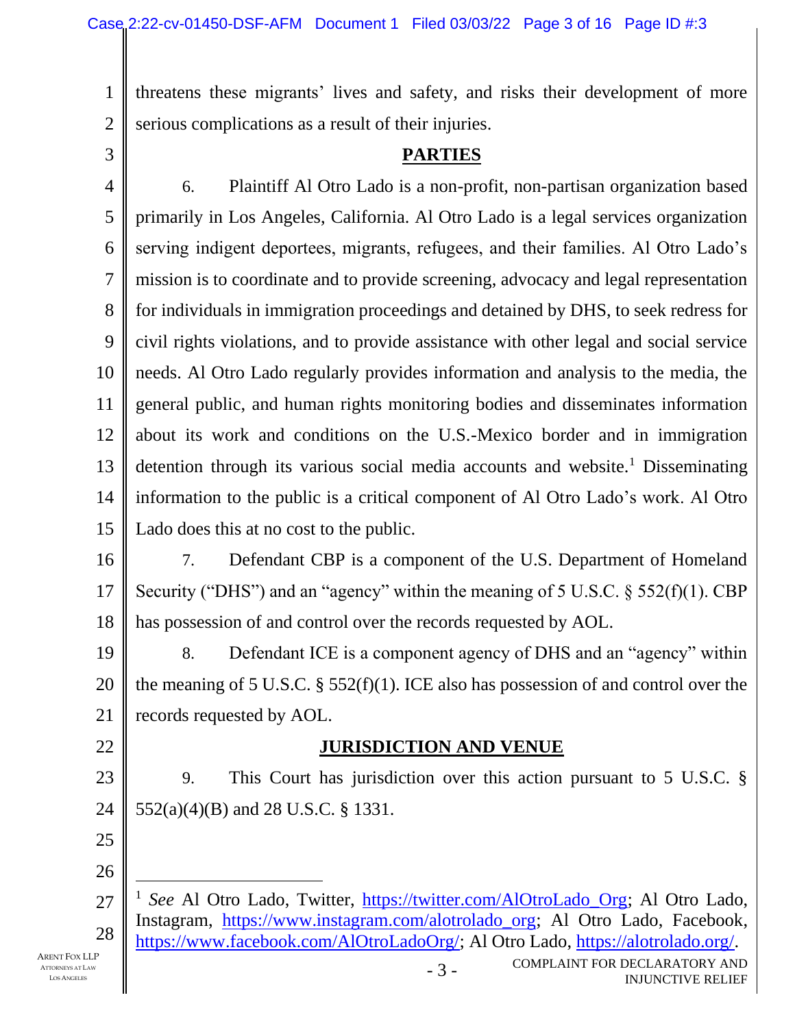threatens these migrants' lives and safety, and risks their development of more serious complications as a result of their injuries.

## PARTIES

6. Plaintiff Al Otro Lado is a non-profit, non-partisan organization based primarily in Los Angeles, California. Al Otro Lado is a legal services organization serving indigent deportees, migrants, refugees, and their families. Al Otro Lado's mission is to coordinate and to provide screening, advocacy and legal representation for individuals in immigration proceedings and detained by DHS, to seek redress for civil rights violations, and to provide assistance with other legal and social service needs. Al Otro Lado regularly provides information and analysis to the media, the general public, and human rights monitoring bodies and disseminates information about its work and conditions on the U.S.-Mexico border and in immigration detention through its various social media accounts and website.[1] Disseminating information to the public is a critical component of Al Otro Lado's work. Al Otro Lado does this at no cost to the public.

7. Defendant CBP is a component of the U.S. Department of Homeland Security ("DHS") and an "agency" within the meaning of 5 U.S.C. § 552(f)(1). CBP has possession of and control over the records requested by AOL.

8. Defendant ICE is a component agency of DHS and an "agency" within the meaning of 5 U.S.C. § 552(f)(1). ICE also has possession of and control over the records requested by AOL.

## JURISDICTION AND VENUE

9. This Court has jurisdiction over this action pursuant to 5 U.S.C. § 552(a)(4)(B) and 28 U.S.C. § 1331.

---

[1] *See* Al Otro Lado, Twitter, https://twitter.com/AlOtroLado_Org; Al Otro Lado, Instagram, https://www.instagram.com/alotrolado_org; Al Otro Lado, Facebook, https://www.facebook.com/AlOtroLadoOrg/; Al Otro Lado, https://alotrolado.org/.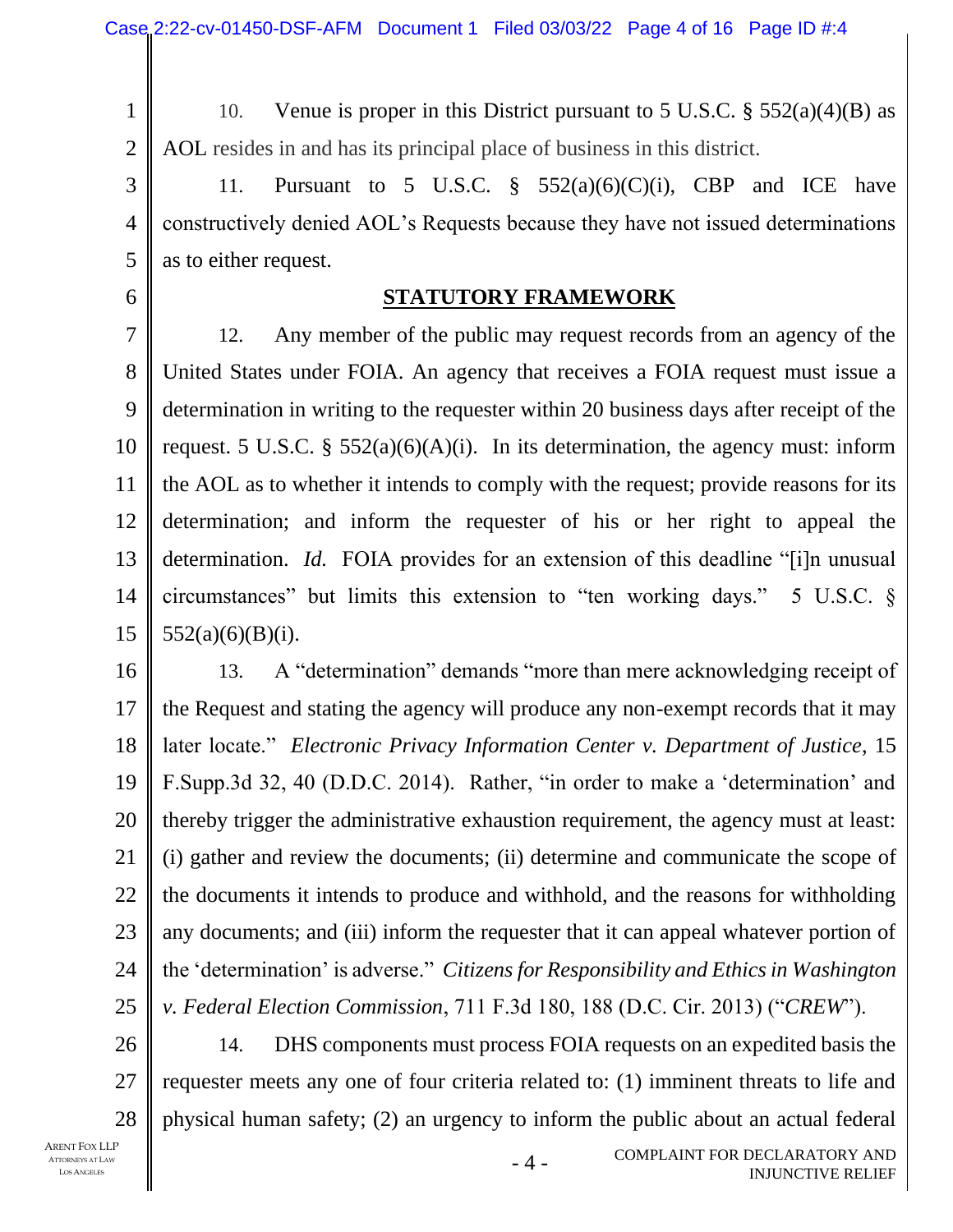10. Venue is proper in this District pursuant to 5 U.S.C. § 552(a)(4)(B) as AOL resides in and has its principal place of business in this district.

11. Pursuant to 5 U.S.C. § 552(a)(6)(C)(i), CBP and ICE have constructively denied AOL's Requests because they have not issued determinations as to either request.

## STATUTORY FRAMEWORK

12. Any member of the public may request records from an agency of the United States under FOIA. An agency that receives a FOIA request must issue a determination in writing to the requester within 20 business days after receipt of the request. 5 U.S.C. § 552(a)(6)(A)(i). In its determination, the agency must: inform the AOL as to whether it intends to comply with the request; provide reasons for its determination; and inform the requester of his or her right to appeal the determination. *Id.* FOIA provides for an extension of this deadline "[i]n unusual circumstances" but limits this extension to "ten working days." 5 U.S.C. § 552(a)(6)(B)(i).

13. A "determination" demands "more than mere acknowledging receipt of the Request and stating the agency will produce any non-exempt records that it may later locate." *Electronic Privacy Information Center v. Department of Justice*, 15 F.Supp.3d 32, 40 (D.D.C. 2014). Rather, "in order to make a 'determination' and thereby trigger the administrative exhaustion requirement, the agency must at least: (i) gather and review the documents; (ii) determine and communicate the scope of the documents it intends to produce and withhold, and the reasons for withholding any documents; and (iii) inform the requester that it can appeal whatever portion of the 'determination' is adverse." *Citizens for Responsibility and Ethics in Washington v. Federal Election Commission*, 711 F.3d 180, 188 (D.C. Cir. 2013) ("*CREW*").

14. DHS components must process FOIA requests on an expedited basis the requester meets any one of four criteria related to: (1) imminent threats to life and physical human safety; (2) an urgency to inform the public about an actual federal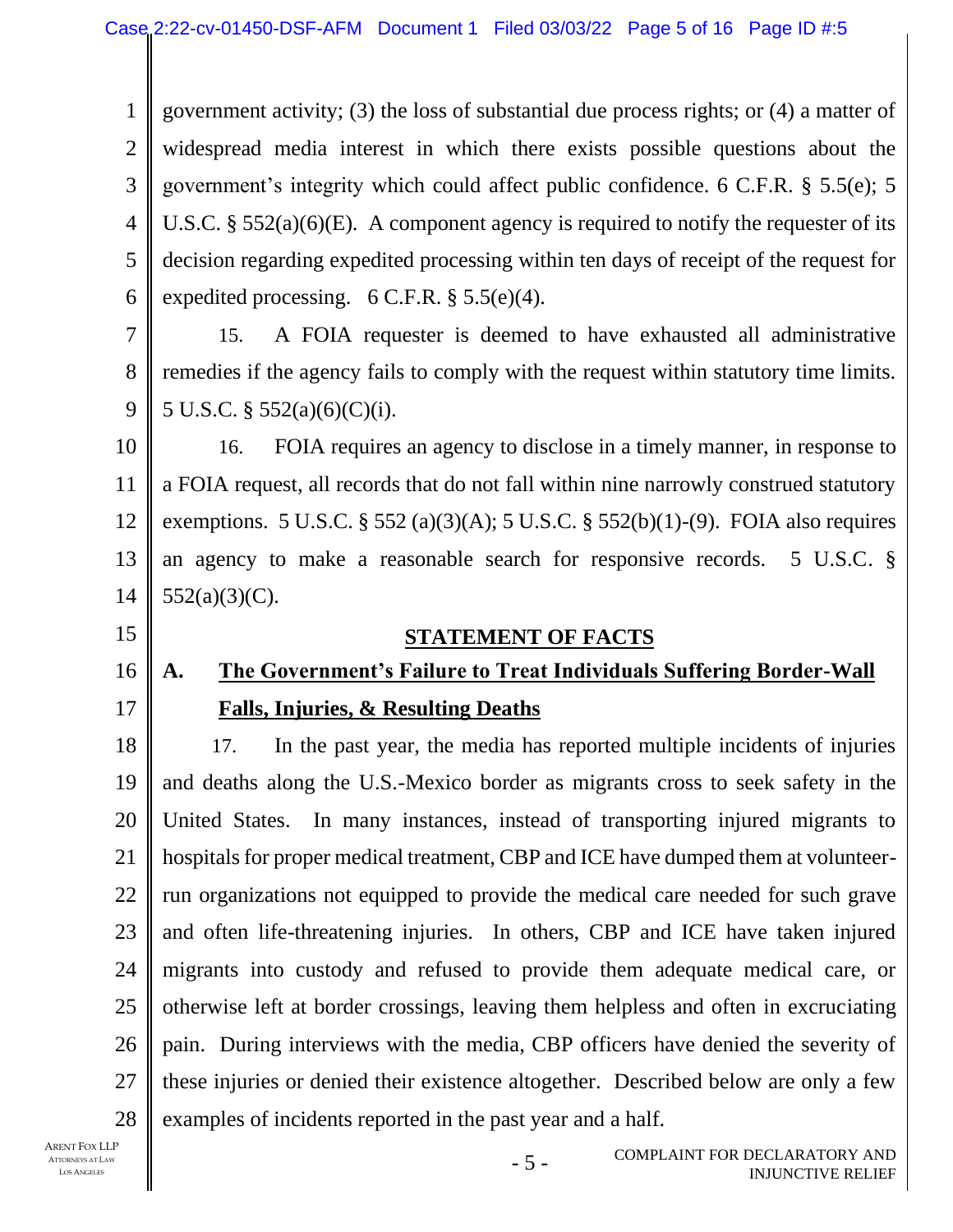government activity; (3) the loss of substantial due process rights; or (4) a matter of widespread media interest in which there exists possible questions about the government's integrity which could affect public confidence. 6 C.F.R. § 5.5(e); 5 U.S.C. § 552(a)(6)(E). A component agency is required to notify the requester of its decision regarding expedited processing within ten days of receipt of the request for expedited processing. 6 C.F.R. § 5.5(e)(4).

15. A FOIA requester is deemed to have exhausted all administrative remedies if the agency fails to comply with the request within statutory time limits. 5 U.S.C. § 552(a)(6)(C)(i).

16. FOIA requires an agency to disclose in a timely manner, in response to a FOIA request, all records that do not fall within nine narrowly construed statutory exemptions. 5 U.S.C. § 552 (a)(3)(A); 5 U.S.C. § 552(b)(1)-(9). FOIA also requires an agency to make a reasonable search for responsive records. 5 U.S.C. § 552(a)(3)(C).

## STATEMENT OF FACTS

### A. The Government's Failure to Treat Individuals Suffering Border-Wall Falls, Injuries, & Resulting Deaths

17. In the past year, the media has reported multiple incidents of injuries and deaths along the U.S.-Mexico border as migrants cross to seek safety in the United States. In many instances, instead of transporting injured migrants to hospitals for proper medical treatment, CBP and ICE have dumped them at volunteer-run organizations not equipped to provide the medical care needed for such grave and often life-threatening injuries. In others, CBP and ICE have taken injured migrants into custody and refused to provide them adequate medical care, or otherwise left at border crossings, leaving them helpless and often in excruciating pain. During interviews with the media, CBP officers have denied the severity of these injuries or denied their existence altogether. Described below are only a few examples of incidents reported in the past year and a half.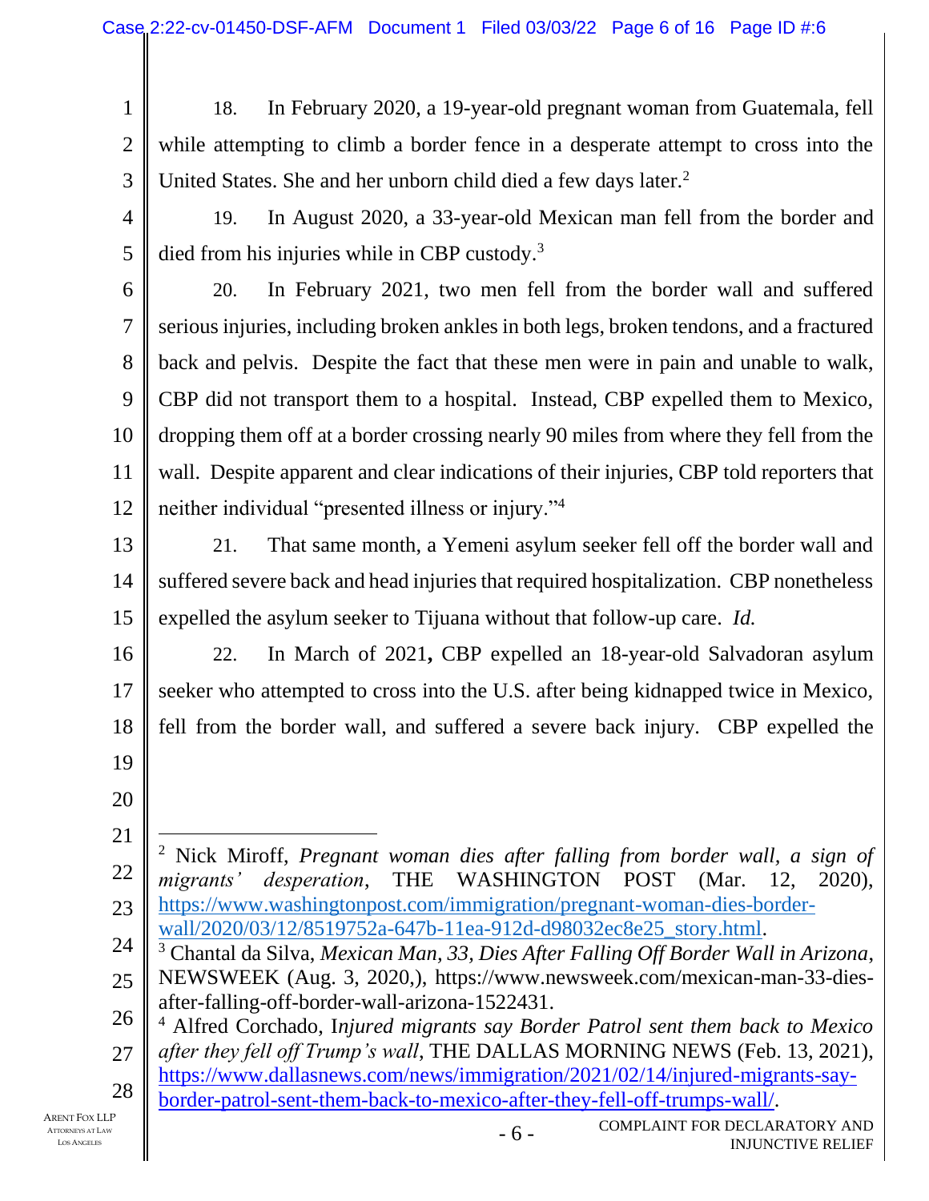18. In February 2020, a 19-year-old pregnant woman from Guatemala, fell while attempting to climb a border fence in a desperate attempt to cross into the United States. She and her unborn child died a few days later.[2]

19. In August 2020, a 33-year-old Mexican man fell from the border and died from his injuries while in CBP custody.[3]

20. In February 2021, two men fell from the border wall and suffered serious injuries, including broken ankles in both legs, broken tendons, and a fractured back and pelvis. Despite the fact that these men were in pain and unable to walk, CBP did not transport them to a hospital. Instead, CBP expelled them to Mexico, dropping them off at a border crossing nearly 90 miles from where they fell from the wall. Despite apparent and clear indications of their injuries, CBP told reporters that neither individual "presented illness or injury."[4]

21. That same month, a Yemeni asylum seeker fell off the border wall and suffered severe back and head injuries that required hospitalization. CBP nonetheless expelled the asylum seeker to Tijuana without that follow-up care. *Id.*

22. In March of 2021**,** CBP expelled an 18-year-old Salvadoran asylum seeker who attempted to cross into the U.S. after being kidnapped twice in Mexico, fell from the border wall, and suffered a severe back injury. CBP expelled the

---

[2] Nick Miroff, *Pregnant woman dies after falling from border wall, a sign of migrants' desperation*, THE WASHINGTON POST (Mar. 12, 2020), https://www.washingtonpost.com/immigration/pregnant-woman-dies-border-wall/2020/03/12/8519752a-647b-11ea-912d-d98032ec8e25_story.html.

[3] Chantal da Silva, *Mexican Man, 33, Dies After Falling Off Border Wall in Arizona*, NEWSWEEK (Aug. 3, 2020,), https://www.newsweek.com/mexican-man-33-dies-after-falling-off-border-wall-arizona-1522431.

[4] Alfred Corchado, I*njured migrants say Border Patrol sent them back to Mexico after they fell off Trump's wall*, THE DALLAS MORNING NEWS (Feb. 13, 2021), https://www.dallasnews.com/news/immigration/2021/02/14/injured-migrants-say-border-patrol-sent-them-back-to-mexico-after-they-fell-off-trumps-wall/.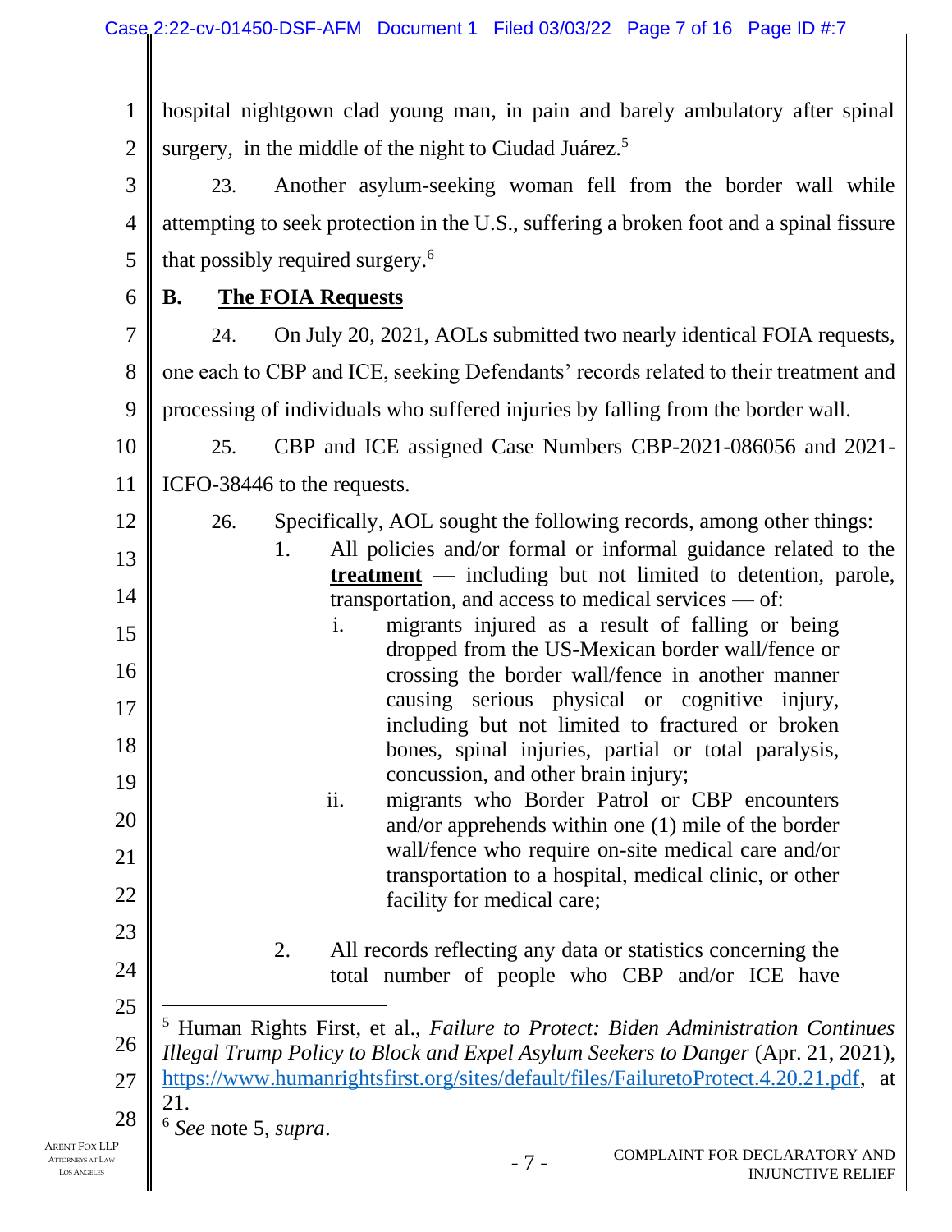hospital nightgown clad young man, in pain and barely ambulatory after spinal surgery, in the middle of the night to Ciudad Juárez.[5]

23. Another asylum-seeking woman fell from the border wall while attempting to seek protection in the U.S., suffering a broken foot and a spinal fissure that possibly required surgery.[6]

**B. The FOIA Requests**

24. On July 20, 2021, AOLs submitted two nearly identical FOIA requests, one each to CBP and ICE, seeking Defendants' records related to their treatment and processing of individuals who suffered injuries by falling from the border wall.

25. CBP and ICE assigned Case Numbers CBP-2021-086056 and 2021-ICFO-38446 to the requests.

26. Specifically, AOL sought the following records, among other things:

1. All policies and/or formal or informal guidance related to the **treatment** — including but not limited to detention, parole, transportation, and access to medical services — of:
   - i. migrants injured as a result of falling or being dropped from the US-Mexican border wall/fence or crossing the border wall/fence in another manner causing serious physical or cognitive injury, including but not limited to fractured or broken bones, spinal injuries, partial or total paralysis, concussion, and other brain injury;
   - ii. migrants who Border Patrol or CBP encounters and/or apprehends within one (1) mile of the border wall/fence who require on-site medical care and/or transportation to a hospital, medical clinic, or other facility for medical care;

2. All records reflecting any data or statistics concerning the total number of people who CBP and/or ICE have

---

[5] Human Rights First, et al., *Failure to Protect: Biden Administration Continues Illegal Trump Policy to Block and Expel Asylum Seekers to Danger* (Apr. 21, 2021), https://www.humanrightsfirst.org/sites/default/files/FailuretoProtect.4.20.21.pdf, at 21.

[6] *See* note 5, *supra*.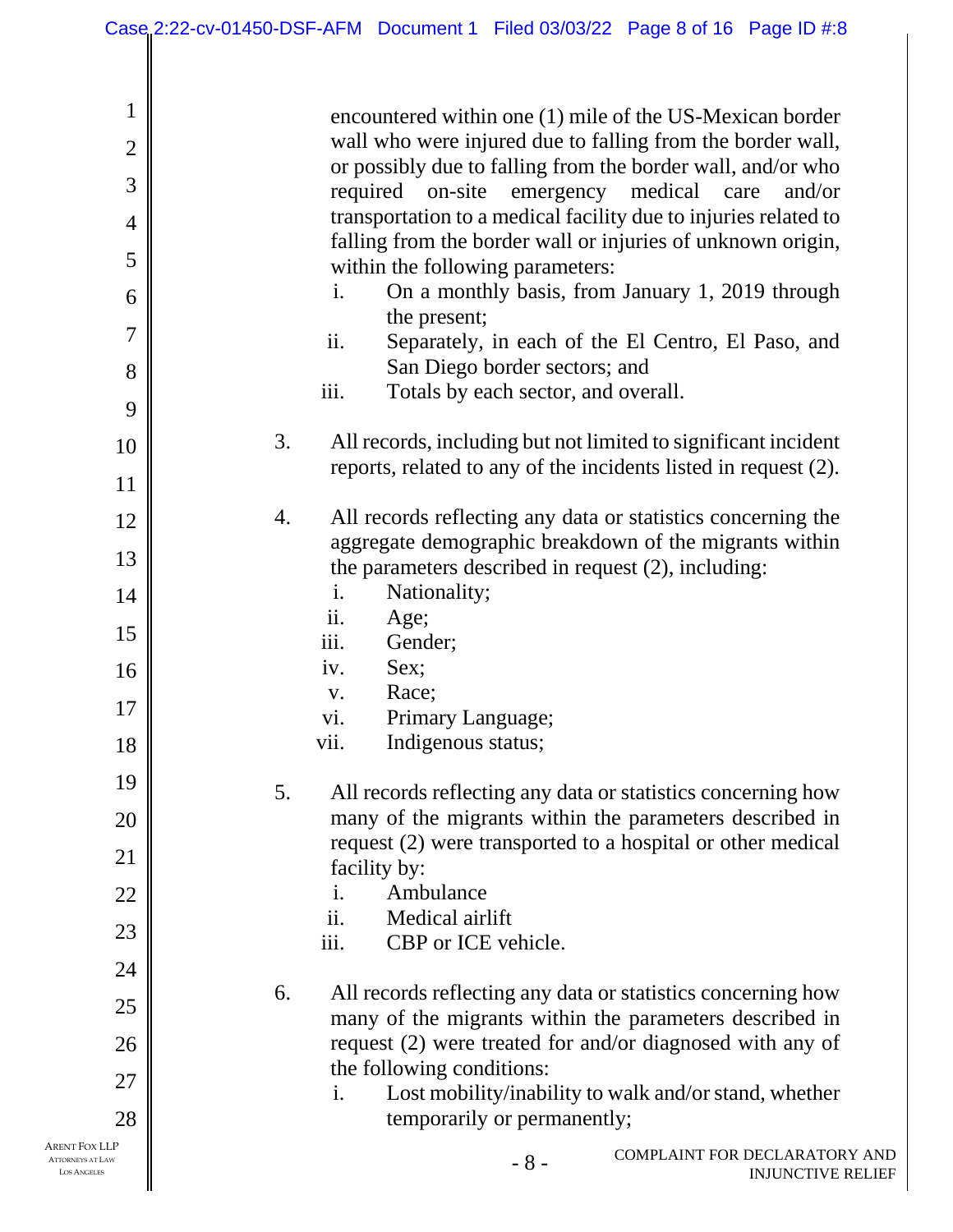encountered within one (1) mile of the US-Mexican border wall who were injured due to falling from the border wall, or possibly due to falling from the border wall, and/or who required on-site emergency medical care and/or transportation to a medical facility due to injuries related to falling from the border wall or injuries of unknown origin, within the following parameters:

   i. On a monthly basis, from January 1, 2019 through the present;
   ii. Separately, in each of the El Centro, El Paso, and San Diego border sectors; and
   iii. Totals by each sector, and overall.

3. All records, including but not limited to significant incident reports, related to any of the incidents listed in request (2).

4. All records reflecting any data or statistics concerning the aggregate demographic breakdown of the migrants within the parameters described in request (2), including:
   i. Nationality;
   ii. Age;
   iii. Gender;
   iv. Sex;
   v. Race;
   vi. Primary Language;
   vii. Indigenous status;

5. All records reflecting any data or statistics concerning how many of the migrants within the parameters described in request (2) were transported to a hospital or other medical facility by:
   i. Ambulance
   ii. Medical airlift
   iii. CBP or ICE vehicle.

6. All records reflecting any data or statistics concerning how many of the migrants within the parameters described in request (2) were treated for and/or diagnosed with any of the following conditions:
   i. Lost mobility/inability to walk and/or stand, whether temporarily or permanently;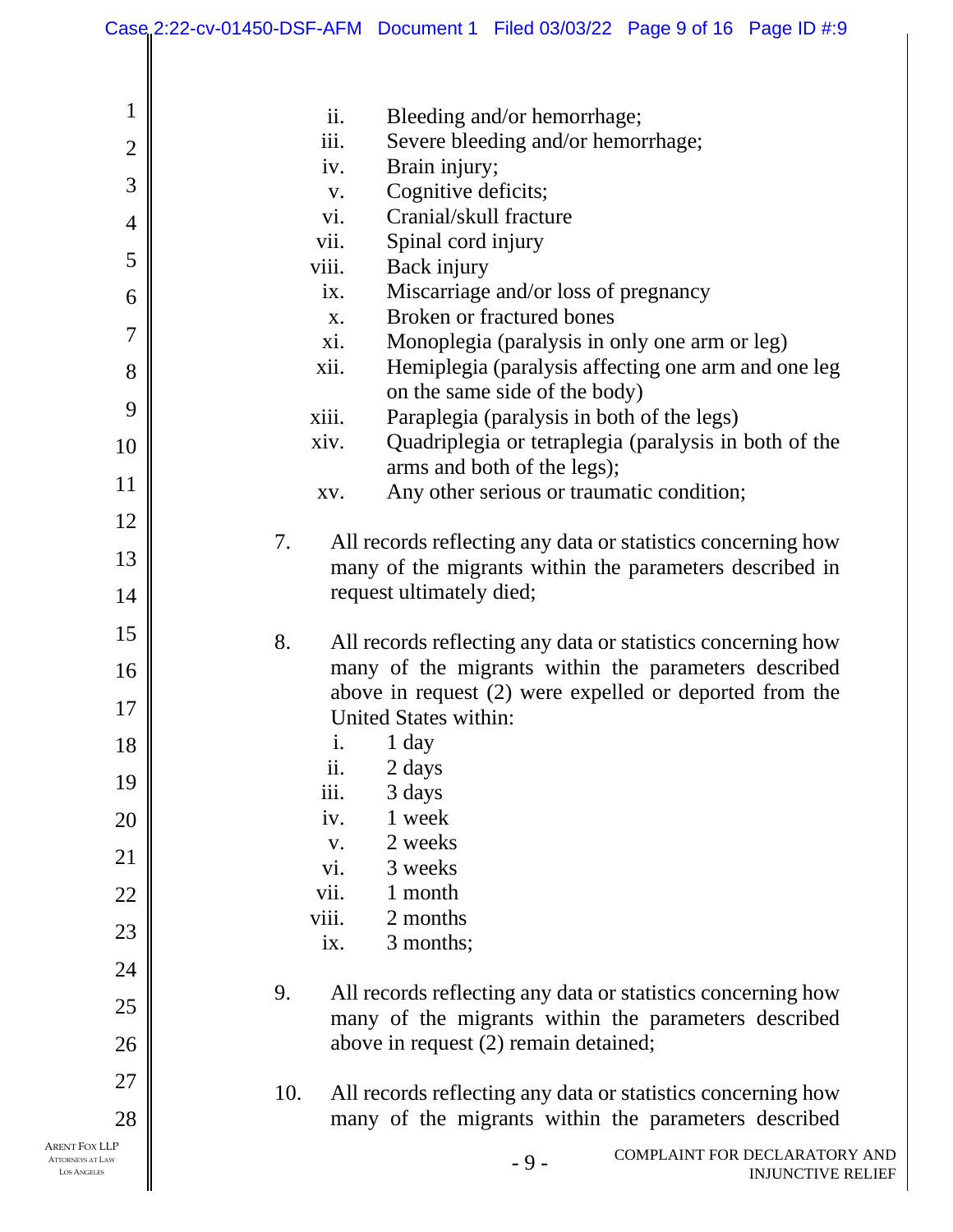ii. Bleeding and/or hemorrhage;
iii. Severe bleeding and/or hemorrhage;
iv. Brain injury;
v. Cognitive deficits;
vi. Cranial/skull fracture
vii. Spinal cord injury
viii. Back injury
ix. Miscarriage and/or loss of pregnancy
x. Broken or fractured bones
xi. Monoplegia (paralysis in only one arm or leg)
xii. Hemiplegia (paralysis affecting one arm and one leg on the same side of the body)
xiii. Paraplegia (paralysis in both of the legs)
xiv. Quadriplegia or tetraplegia (paralysis in both of the arms and both of the legs);
xv. Any other serious or traumatic condition;

7. All records reflecting any data or statistics concerning how many of the migrants within the parameters described in request ultimately died;

8. All records reflecting any data or statistics concerning how many of the migrants within the parameters described above in request (2) were expelled or deported from the United States within:
   i. 1 day
   ii. 2 days
   iii. 3 days
   iv. 1 week
   v. 2 weeks
   vi. 3 weeks
   vii. 1 month
   viii. 2 months
   ix. 3 months;

9. All records reflecting any data or statistics concerning how many of the migrants within the parameters described above in request (2) remain detained;

10. All records reflecting any data or statistics concerning how many of the migrants within the parameters described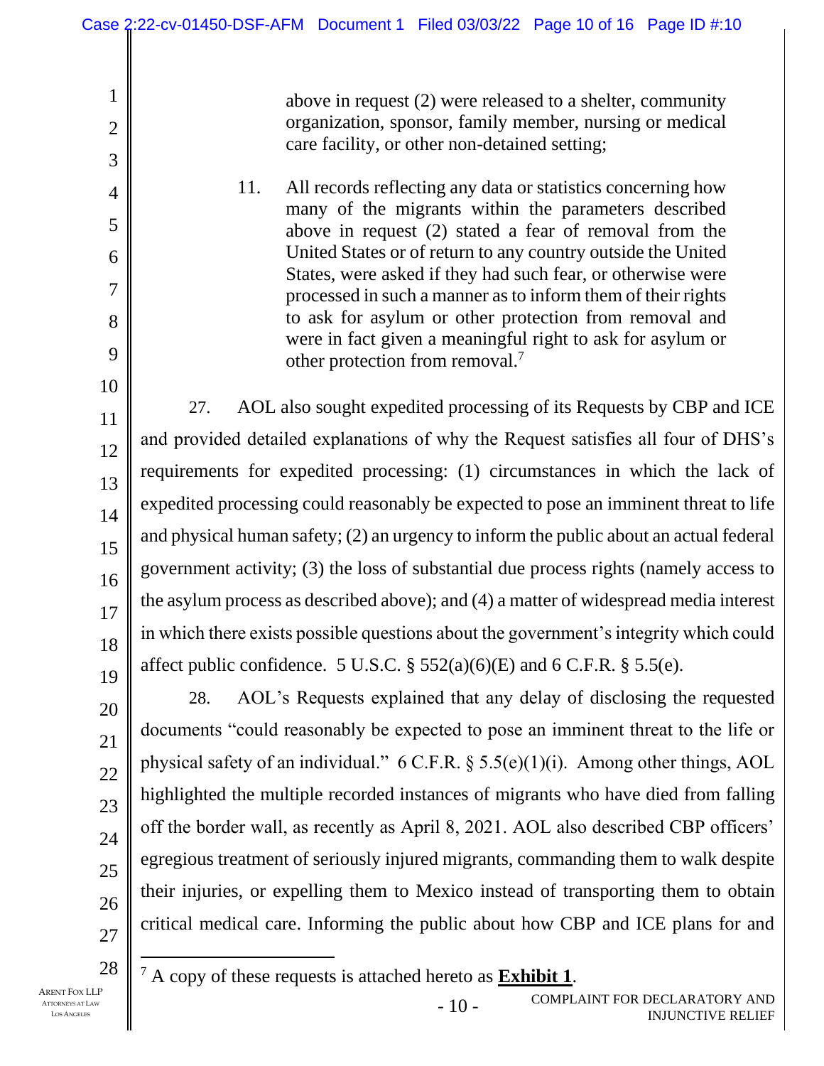above in request (2) were released to a shelter, community organization, sponsor, family member, nursing or medical care facility, or other non-detained setting;

11. All records reflecting any data or statistics concerning how many of the migrants within the parameters described above in request (2) stated a fear of removal from the United States or of return to any country outside the United States, were asked if they had such fear, or otherwise were processed in such a manner as to inform them of their rights to ask for asylum or other protection from removal and were in fact given a meaningful right to ask for asylum or other protection from removal.[7]

27. AOL also sought expedited processing of its Requests by CBP and ICE and provided detailed explanations of why the Request satisfies all four of DHS's requirements for expedited processing: (1) circumstances in which the lack of expedited processing could reasonably be expected to pose an imminent threat to life and physical human safety; (2) an urgency to inform the public about an actual federal government activity; (3) the loss of substantial due process rights (namely access to the asylum process as described above); and (4) a matter of widespread media interest in which there exists possible questions about the government's integrity which could affect public confidence. 5 U.S.C. § 552(a)(6)(E) and 6 C.F.R. § 5.5(e).

28. AOL's Requests explained that any delay of disclosing the requested documents "could reasonably be expected to pose an imminent threat to the life or physical safety of an individual." 6 C.F.R. § 5.5(e)(1)(i). Among other things, AOL highlighted the multiple recorded instances of migrants who have died from falling off the border wall, as recently as April 8, 2021. AOL also described CBP officers' egregious treatment of seriously injured migrants, commanding them to walk despite their injuries, or expelling them to Mexico instead of transporting them to obtain critical medical care. Informing the public about how CBP and ICE plans for and

[7] A copy of these requests is attached hereto as **Exhibit 1**.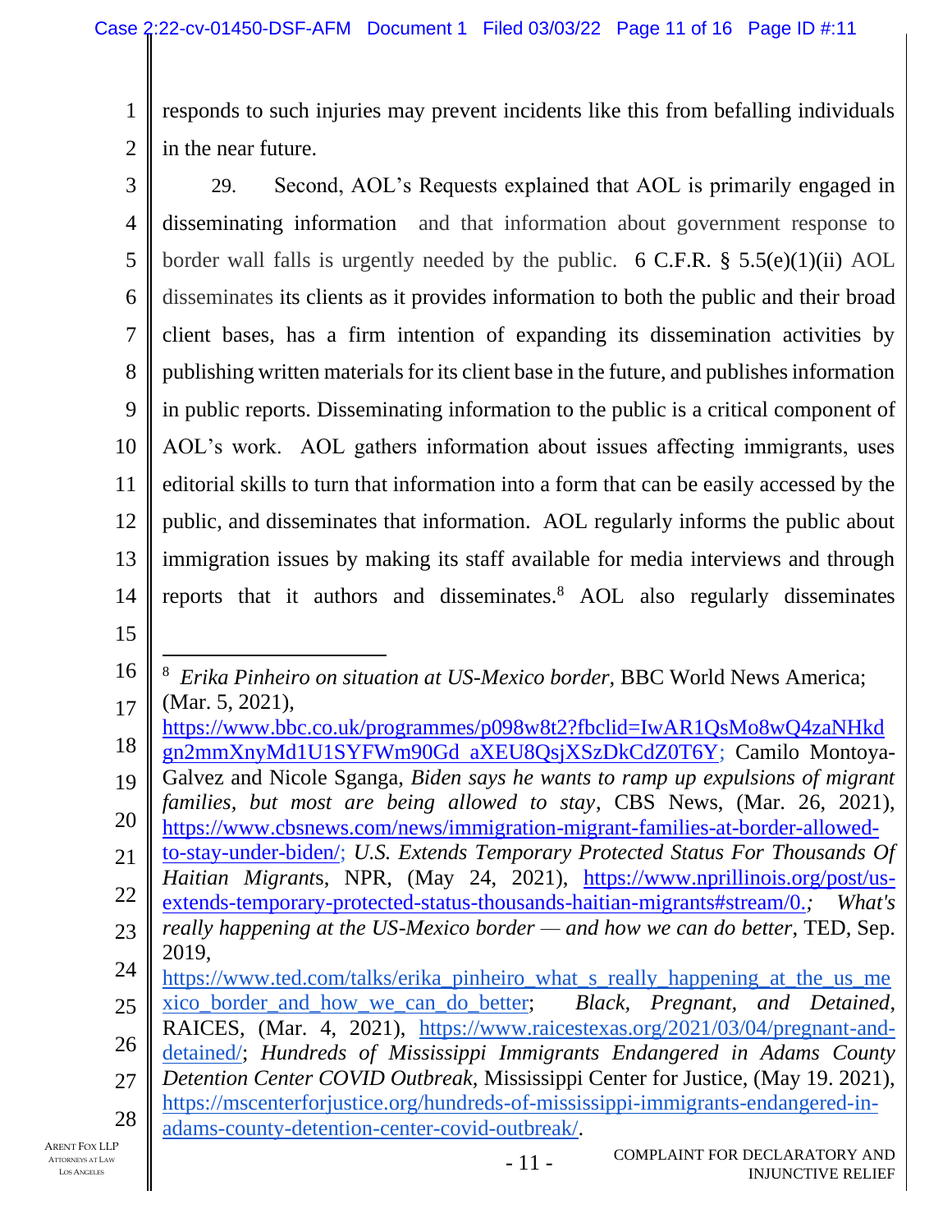responds to such injuries may prevent incidents like this from befalling individuals in the near future.

29. Second, AOL's Requests explained that AOL is primarily engaged in disseminating information and that information about government response to border wall falls is urgently needed by the public. 6 C.F.R. § 5.5(e)(1)(ii) AOL disseminates its clients as it provides information to both the public and their broad client bases, has a firm intention of expanding its dissemination activities by publishing written materials for its client base in the future, and publishes information in public reports. Disseminating information to the public is a critical component of AOL's work. AOL gathers information about issues affecting immigrants, uses editorial skills to turn that information into a form that can be easily accessed by the public, and disseminates that information. AOL regularly informs the public about immigration issues by making its staff available for media interviews and through reports that it authors and disseminates.[8] AOL also regularly disseminates

---

[8] *Erika Pinheiro on situation at US-Mexico border,* BBC World News America; (Mar. 5, 2021), https://www.bbc.co.uk/programmes/p098w8t2?fbclid=IwAR1QsMo8wQ4zaNHkdgn2mmXnyMd1U1SYFWm90Gd_aXEU8QsjXSzDkCdZ0T6Y; Camilo Montoya-Galvez and Nicole Sganga, *Biden says he wants to ramp up expulsions of migrant families, but most are being allowed to stay*, CBS News, (Mar. 26, 2021), https://www.cbsnews.com/news/immigration-migrant-families-at-border-allowed-to-stay-under-biden/; *U.S. Extends Temporary Protected Status For Thousands Of Haitian Migrants*, NPR, (May 24, 2021), https://www.nprillinois.org/post/us-extends-temporary-protected-status-thousands-haitian-migrants#stream/0.; *What's really happening at the US-Mexico border — and how we can do better*, TED, Sep. 2019, https://www.ted.com/talks/erika_pinheiro_what_s_really_happening_at_the_us_mexico_border_and_how_we_can_do_better; *Black, Pregnant, and Detained,* RAICES, (Mar. 4, 2021), https://www.raicestexas.org/2021/03/04/pregnant-and-detained/; *Hundreds of Mississippi Immigrants Endangered in Adams County Detention Center COVID Outbreak,* Mississippi Center for Justice, (May 19. 2021), https://mscenterforjustice.org/hundreds-of-mississippi-immigrants-endangered-in-adams-county-detention-center-covid-outbreak/.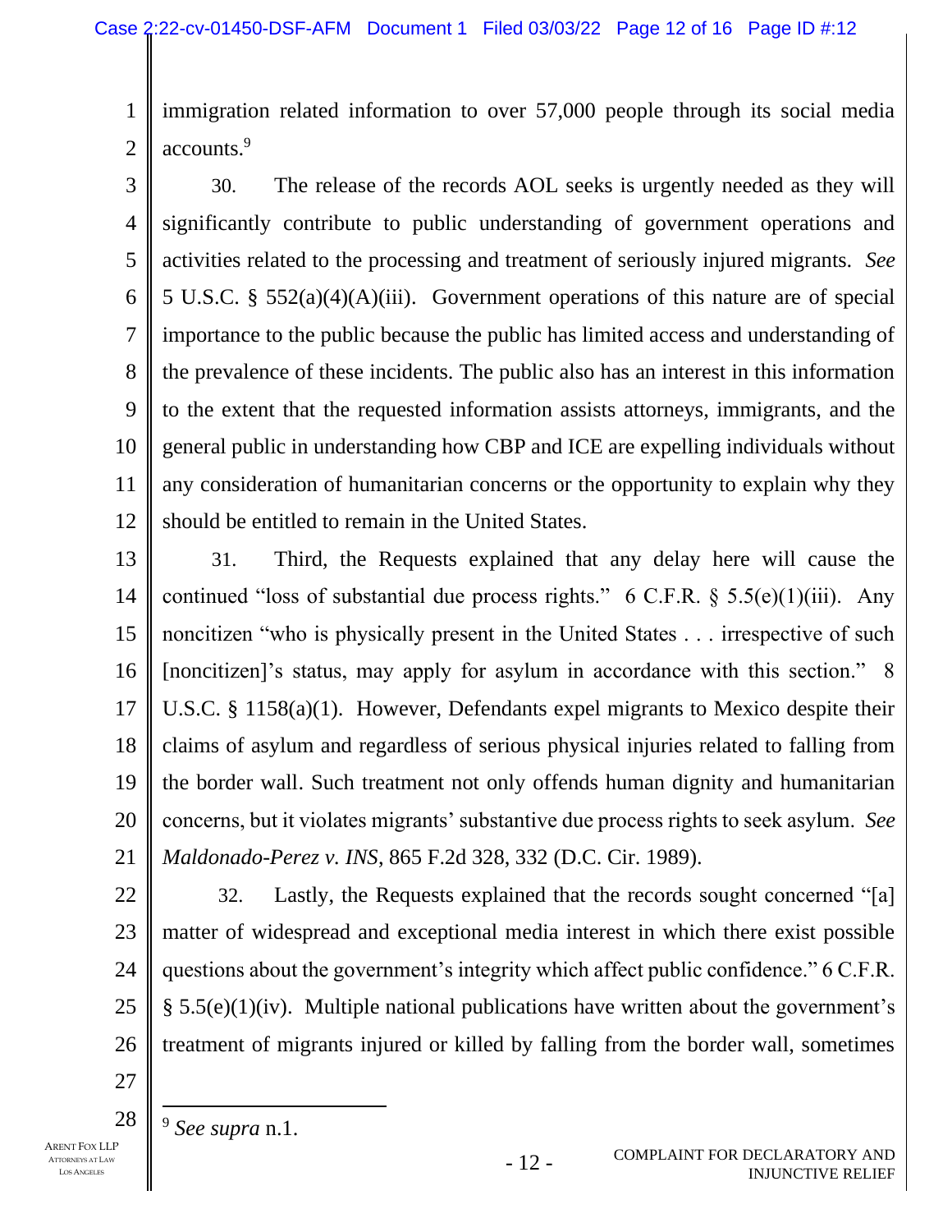immigration related information to over 57,000 people through its social media accounts.[9]

30. The release of the records AOL seeks is urgently needed as they will significantly contribute to public understanding of government operations and activities related to the processing and treatment of seriously injured migrants. *See* 5 U.S.C. § 552(a)(4)(A)(iii). Government operations of this nature are of special importance to the public because the public has limited access and understanding of the prevalence of these incidents. The public also has an interest in this information to the extent that the requested information assists attorneys, immigrants, and the general public in understanding how CBP and ICE are expelling individuals without any consideration of humanitarian concerns or the opportunity to explain why they should be entitled to remain in the United States.

31. Third, the Requests explained that any delay here will cause the continued "loss of substantial due process rights." 6 C.F.R. § 5.5(e)(1)(iii). Any noncitizen "who is physically present in the United States . . . irrespective of such [noncitizen]'s status, may apply for asylum in accordance with this section." 8 U.S.C. § 1158(a)(1). However, Defendants expel migrants to Mexico despite their claims of asylum and regardless of serious physical injuries related to falling from the border wall. Such treatment not only offends human dignity and humanitarian concerns, but it violates migrants' substantive due process rights to seek asylum. *See Maldonado-Perez v. INS*, 865 F.2d 328, 332 (D.C. Cir. 1989).

32. Lastly, the Requests explained that the records sought concerned "[a] matter of widespread and exceptional media interest in which there exist possible questions about the government's integrity which affect public confidence." 6 C.F.R. § 5.5(e)(1)(iv). Multiple national publications have written about the government's treatment of migrants injured or killed by falling from the border wall, sometimes

---

[9] *See supra* n.1.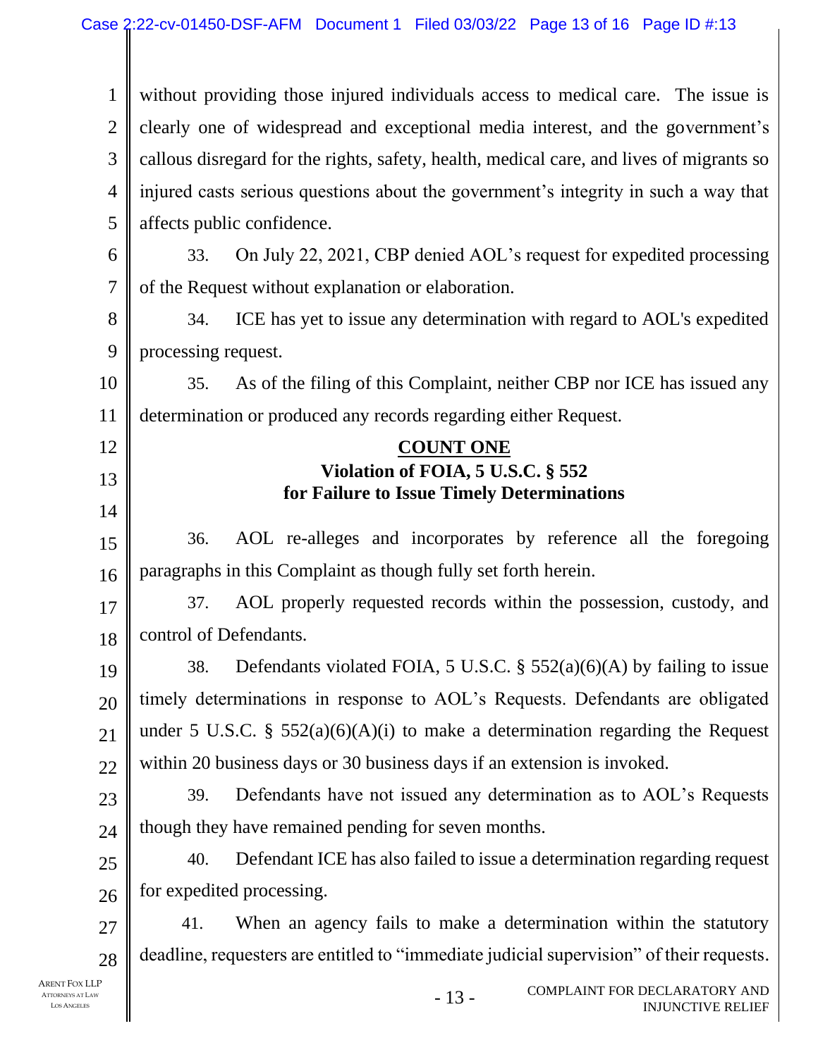without providing those injured individuals access to medical care. The issue is clearly one of widespread and exceptional media interest, and the government's callous disregard for the rights, safety, health, medical care, and lives of migrants so injured casts serious questions about the government's integrity in such a way that affects public confidence.

33. On July 22, 2021, CBP denied AOL's request for expedited processing of the Request without explanation or elaboration.

34. ICE has yet to issue any determination with regard to AOL's expedited processing request.

35. As of the filing of this Complaint, neither CBP nor ICE has issued any determination or produced any records regarding either Request.

## COUNT ONE

### Violation of FOIA, 5 U.S.C. § 552 for Failure to Issue Timely Determinations

36. AOL re-alleges and incorporates by reference all the foregoing paragraphs in this Complaint as though fully set forth herein.

37. AOL properly requested records within the possession, custody, and control of Defendants.

38. Defendants violated FOIA, 5 U.S.C. § 552(a)(6)(A) by failing to issue timely determinations in response to AOL's Requests. Defendants are obligated under 5 U.S.C. § 552(a)(6)(A)(i) to make a determination regarding the Request within 20 business days or 30 business days if an extension is invoked.

39. Defendants have not issued any determination as to AOL's Requests though they have remained pending for seven months.

40. Defendant ICE has also failed to issue a determination regarding request for expedited processing.

41. When an agency fails to make a determination within the statutory deadline, requesters are entitled to "immediate judicial supervision" of their requests.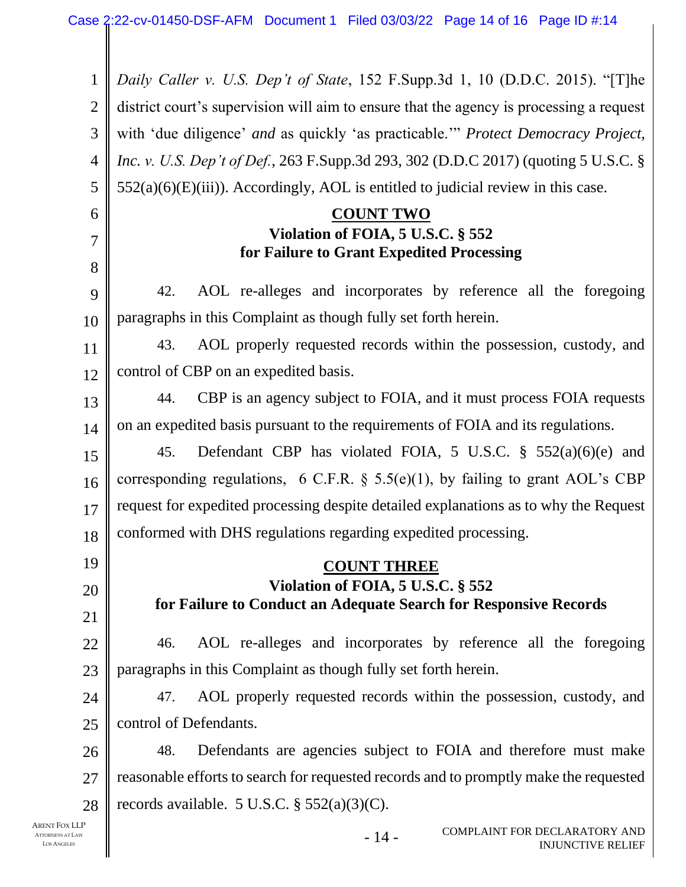*Daily Caller v. U.S. Dep't of State*, 152 F.Supp.3d 1, 10 (D.D.C. 2015). "[T]he district court's supervision will aim to ensure that the agency is processing a request with 'due diligence' *and* as quickly 'as practicable.'" *Protect Democracy Project, Inc. v. U.S. Dep't of Def.*, 263 F.Supp.3d 293, 302 (D.D.C 2017) (quoting 5 U.S.C. § 552(a)(6)(E)(iii)). Accordingly, AOL is entitled to judicial review in this case.

**COUNT TWO**

**Violation of FOIA, 5 U.S.C. § 552**
**for Failure to Grant Expedited Processing**

42. AOL re-alleges and incorporates by reference all the foregoing paragraphs in this Complaint as though fully set forth herein.

43. AOL properly requested records within the possession, custody, and control of CBP on an expedited basis.

44. CBP is an agency subject to FOIA, and it must process FOIA requests on an expedited basis pursuant to the requirements of FOIA and its regulations.

45. Defendant CBP has violated FOIA, 5 U.S.C. § 552(a)(6)(e) and corresponding regulations, 6 C.F.R. § 5.5(e)(1), by failing to grant AOL's CBP request for expedited processing despite detailed explanations as to why the Request conformed with DHS regulations regarding expedited processing.

**COUNT THREE**

**Violation of FOIA, 5 U.S.C. § 552**
**for Failure to Conduct an Adequate Search for Responsive Records**

46. AOL re-alleges and incorporates by reference all the foregoing paragraphs in this Complaint as though fully set forth herein.

47. AOL properly requested records within the possession, custody, and control of Defendants.

48. Defendants are agencies subject to FOIA and therefore must make reasonable efforts to search for requested records and to promptly make the requested records available. 5 U.S.C. § 552(a)(3)(C).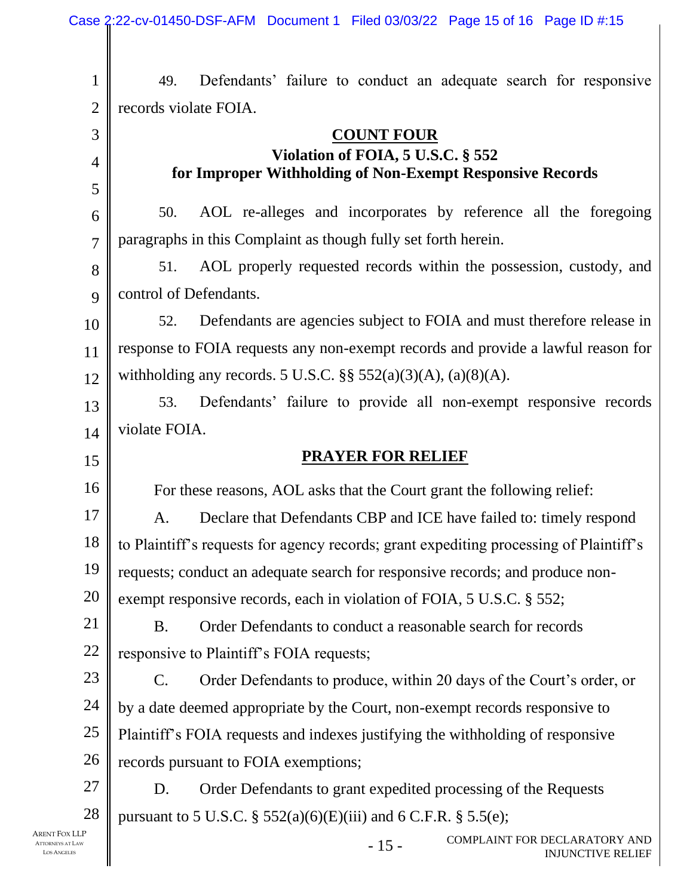49. Defendants' failure to conduct an adequate search for responsive records violate FOIA.

## COUNT FOUR
### Violation of FOIA, 5 U.S.C. § 552 for Improper Withholding of Non-Exempt Responsive Records

50. AOL re-alleges and incorporates by reference all the foregoing paragraphs in this Complaint as though fully set forth herein.

51. AOL properly requested records within the possession, custody, and control of Defendants.

52. Defendants are agencies subject to FOIA and must therefore release in response to FOIA requests any non-exempt records and provide a lawful reason for withholding any records. 5 U.S.C. §§ 552(a)(3)(A), (a)(8)(A).

53. Defendants' failure to provide all non-exempt responsive records violate FOIA.

## PRAYER FOR RELIEF

For these reasons, AOL asks that the Court grant the following relief:

A. Declare that Defendants CBP and ICE have failed to: timely respond to Plaintiff's requests for agency records; grant expediting processing of Plaintiff's requests; conduct an adequate search for responsive records; and produce non-exempt responsive records, each in violation of FOIA, 5 U.S.C. § 552;

B. Order Defendants to conduct a reasonable search for records responsive to Plaintiff's FOIA requests;

C. Order Defendants to produce, within 20 days of the Court's order, or by a date deemed appropriate by the Court, non-exempt records responsive to Plaintiff's FOIA requests and indexes justifying the withholding of responsive records pursuant to FOIA exemptions;

D. Order Defendants to grant expedited processing of the Requests pursuant to 5 U.S.C. § 552(a)(6)(E)(iii) and 6 C.F.R. § 5.5(e);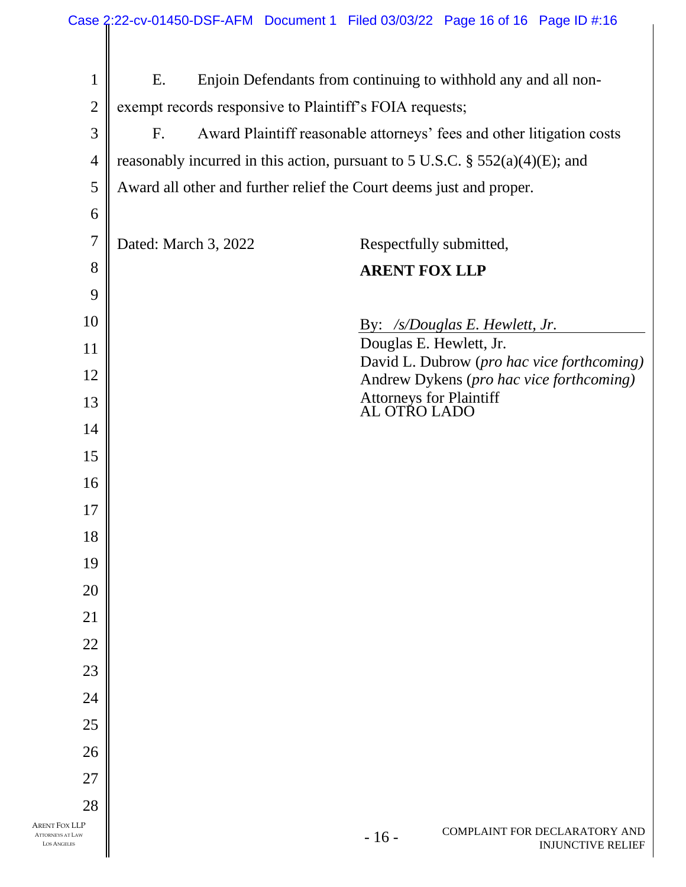E. Enjoin Defendants from continuing to withhold any and all non-exempt records responsive to Plaintiff's FOIA requests;

F. Award Plaintiff reasonable attorneys' fees and other litigation costs reasonably incurred in this action, pursuant to 5 U.S.C. § 552(a)(4)(E); and

Award all other and further relief the Court deems just and proper.

Dated: March 3, 2022

Respectfully submitted,

**ARENT FOX LLP**

By: */s/Douglas E. Hewlett, Jr.*
Douglas E. Hewlett, Jr.
David L. Dubrow (*pro hac vice forthcoming)*
Andrew Dykens (*pro hac vice forthcoming)*
Attorneys for Plaintiff
AL OTRO LADO